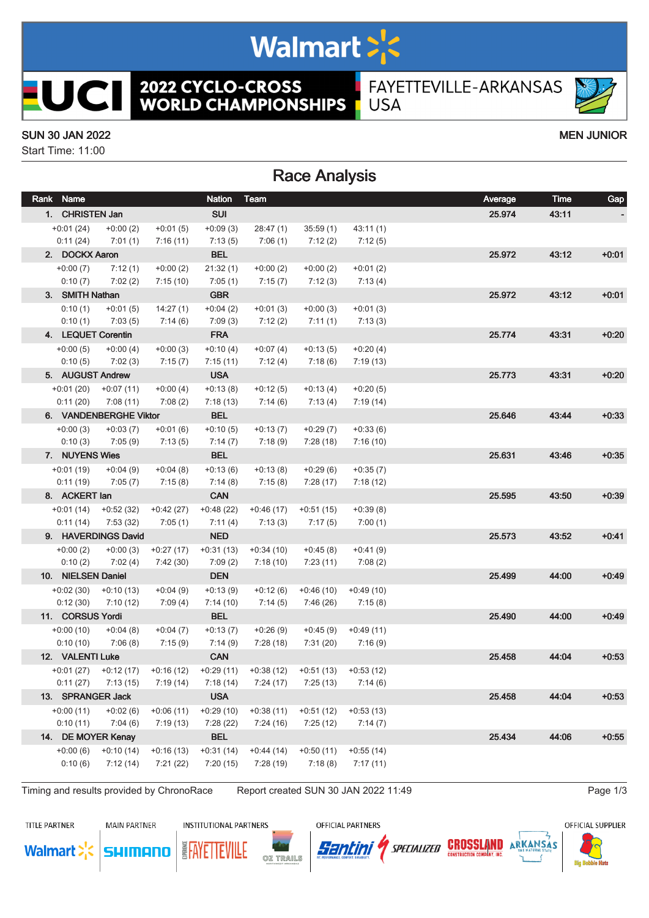# 2022 CYCLO-CROSS WORLD CHAMPIONSHIPS

FAYETTEVILLE-ARKANSAS USA

SUN 30 JAN 2022

Start Time: 11:00

MEN JUNIOR

## Race Analysis

| Rank | Name | | | Nation | Team | | | Average | Time | Gap |
|---|---|---|---|---|---|---|---|---|---|---|
| 1. | CHRISTEN Jan | | | SUI | | | | 25.974 | 43:11 | - |
| +0:01 (24) | +0:00 (2) | +0:01 (5) | +0:09 (3) | 28:47 (1) | 35:59 (1) | 43:11 (1) | | | | |
| 0:11 (24) | 7:01 (1) | 7:16 (11) | 7:13 (5) | 7:06 (1) | 7:12 (2) | 7:12 (5) | | | | |
| 2. | DOCKX Aaron | | | BEL | | | | 25.972 | 43:12 | +0:01 |
| +0:00 (7) | 7:12 (1) | +0:00 (2) | 21:32 (1) | +0:00 (2) | +0:00 (2) | +0:01 (2) | | | | |
| 0:10 (7) | 7:02 (2) | 7:15 (10) | 7:05 (1) | 7:15 (7) | 7:12 (3) | 7:13 (4) | | | | |
| 3. | SMITH Nathan | | | GBR | | | | 25.972 | 43:12 | +0:01 |
| 0:10 (1) | +0:01 (5) | 14:27 (1) | +0:04 (2) | +0:01 (3) | +0:00 (3) | +0:01 (3) | | | | |
| 0:10 (1) | 7:03 (5) | 7:14 (6) | 7:09 (3) | 7:12 (2) | 7:11 (1) | 7:13 (3) | | | | |
| 4. | LEQUET Corentin | | | FRA | | | | 25.774 | 43:31 | +0:20 |
| +0:00 (5) | +0:00 (4) | +0:00 (3) | +0:10 (4) | +0:07 (4) | +0:13 (5) | +0:20 (4) | | | | |
| 0:10 (5) | 7:02 (3) | 7:15 (7) | 7:15 (11) | 7:12 (4) | 7:18 (6) | 7:19 (13) | | | | |
| 5. | AUGUST Andrew | | | USA | | | | 25.773 | 43:31 | +0:20 |
| +0:01 (20) | +0:07 (11) | +0:00 (4) | +0:13 (8) | +0:12 (5) | +0:13 (4) | +0:20 (5) | | | | |
| 0:11 (20) | 7:08 (11) | 7:08 (2) | 7:18 (13) | 7:14 (6) | 7:13 (4) | 7:19 (14) | | | | |
| 6. | VANDENBERGHE Viktor | | | BEL | | | | 25.646 | 43:44 | +0:33 |
| +0:00 (3) | +0:03 (7) | +0:01 (6) | +0:10 (5) | +0:13 (7) | +0:29 (7) | +0:33 (6) | | | | |
| 0:10 (3) | 7:05 (9) | 7:13 (5) | 7:14 (7) | 7:18 (9) | 7:28 (18) | 7:16 (10) | | | | |
| 7. | NUYENS Wies | | | BEL | | | | 25.631 | 43:46 | +0:35 |
| +0:01 (19) | +0:04 (9) | +0:04 (8) | +0:13 (6) | +0:13 (8) | +0:29 (6) | +0:35 (7) | | | | |
| 0:11 (19) | 7:05 (7) | 7:15 (8) | 7:14 (8) | 7:15 (8) | 7:28 (17) | 7:18 (12) | | | | |
| 8. | ACKERT Ian | | | CAN | | | | 25.595 | 43:50 | +0:39 |
| +0:01 (14) | +0:52 (32) | +0:42 (27) | +0:48 (22) | +0:46 (17) | +0:51 (15) | +0:39 (8) | | | | |
| 0:11 (14) | 7:53 (32) | 7:05 (1) | 7:11 (4) | 7:13 (3) | 7:17 (5) | 7:00 (1) | | | | |
| 9. | HAVERDINGS David | | | NED | | | | 25.573 | 43:52 | +0:41 |
| +0:00 (2) | +0:00 (3) | +0:27 (17) | +0:31 (13) | +0:34 (10) | +0:45 (8) | +0:41 (9) | | | | |
| 0:10 (2) | 7:02 (4) | 7:42 (30) | 7:09 (2) | 7:18 (10) | 7:23 (11) | 7:08 (2) | | | | |
| 10. | NIELSEN Daniel | | | DEN | | | | 25.499 | 44:00 | +0:49 |
| +0:02 (30) | +0:10 (13) | +0:04 (9) | +0:13 (9) | +0:12 (6) | +0:46 (10) | +0:49 (10) | | | | |
| 0:12 (30) | 7:10 (12) | 7:09 (4) | 7:14 (10) | 7:14 (5) | 7:46 (26) | 7:15 (8) | | | | |
| 11. | CORSUS Yordi | | | BEL | | | | 25.490 | 44:00 | +0:49 |
| +0:00 (10) | +0:04 (8) | +0:04 (7) | +0:13 (7) | +0:26 (9) | +0:45 (9) | +0:49 (11) | | | | |
| 0:10 (10) | 7:06 (8) | 7:15 (9) | 7:14 (9) | 7:28 (18) | 7:31 (20) | 7:16 (9) | | | | |
| 12. | VALENTI Luke | | | CAN | | | | 25.458 | 44:04 | +0:53 |
| +0:01 (27) | +0:12 (17) | +0:16 (12) | +0:29 (11) | +0:38 (12) | +0:51 (13) | +0:53 (12) | | | | |
| 0:11 (27) | 7:13 (15) | 7:19 (14) | 7:18 (14) | 7:24 (17) | 7:25 (13) | 7:14 (6) | | | | |
| 13. | SPRANGER Jack | | | USA | | | | 25.458 | 44:04 | +0:53 |
| +0:00 (11) | +0:02 (6) | +0:06 (11) | +0:29 (10) | +0:38 (11) | +0:51 (12) | +0:53 (13) | | | | |
| 0:10 (11) | 7:04 (6) | 7:19 (13) | 7:28 (22) | 7:24 (16) | 7:25 (12) | 7:14 (7) | | | | |
| 14. | DE MOYER Kenay | | | BEL | | | | 25.434 | 44:06 | +0:55 |
| +0:00 (6) | +0:10 (14) | +0:16 (13) | +0:31 (14) | +0:44 (14) | +0:50 (11) | +0:55 (14) | | | | |
| 0:10 (6) | 7:12 (14) | 7:21 (22) | 7:20 (15) | 7:28 (19) | 7:18 (8) | 7:17 (11) | | | | |

Timing and results provided by ChronoRace    Report created SUN 30 JAN 2022 11:49

TITLE PARTNER: Walmart | MAIN PARTNER: SHIMANO | INSTITUTIONAL PARTNERS: Experience Fayetteville, OZ Trails | OFFICIAL PARTNERS: Santini, Specialized, Crossland Construction Company, Inc., Arkansas The Natural State | OFFICIAL SUPPLIER: Big Bobble Hats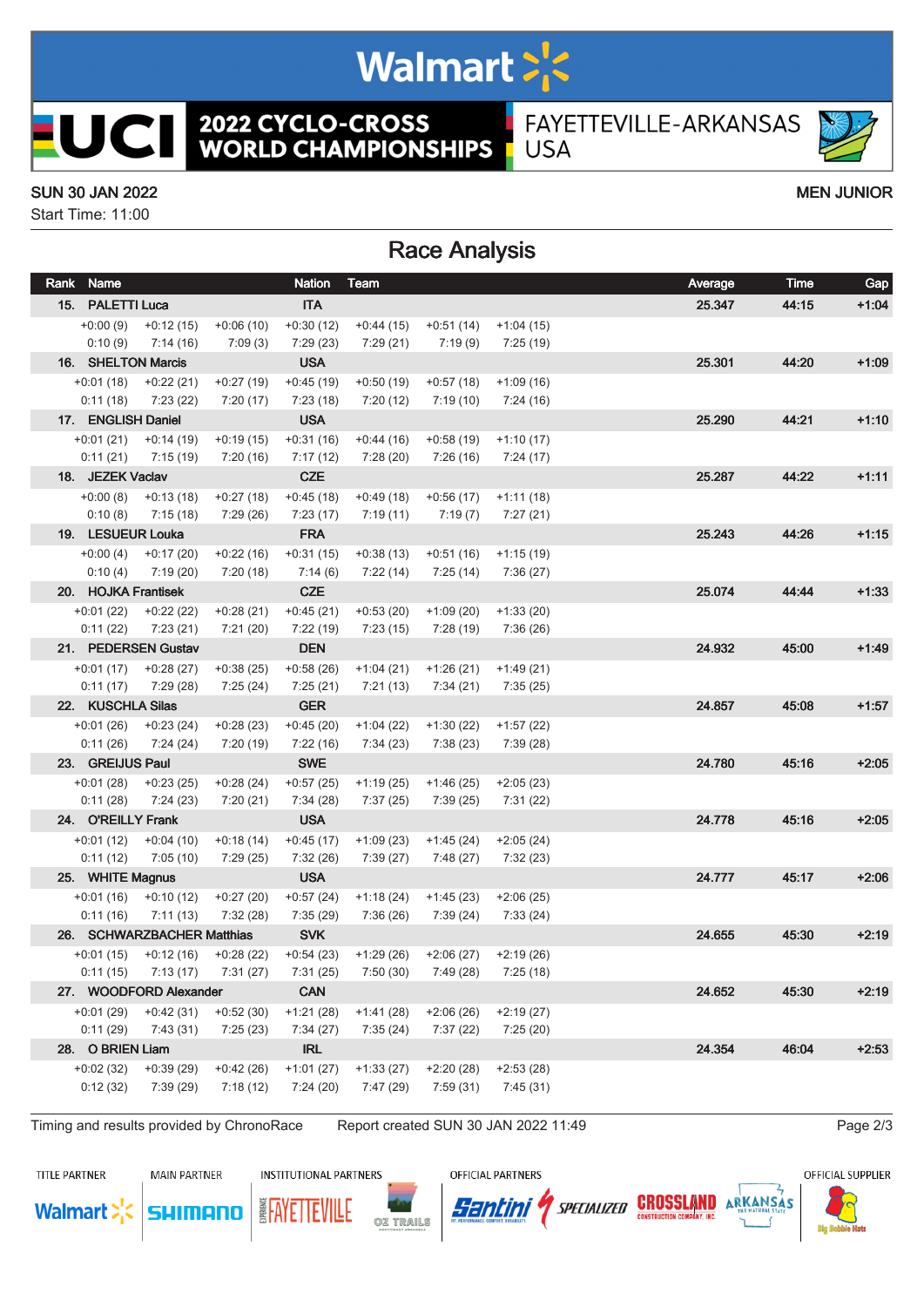# 2022 CYCLO-CROSS WORLD CHAMPIONSHIPS

FAYETTEVILLE-ARKANSAS USA

SUN 30 JAN 2022

Start Time: 11:00

MEN JUNIOR

## Race Analysis

| Rank | Name | | | Nation | Team | | | Average | Time | Gap |
|---|---|---|---|---|---|---|---|---|---|---|
| 15. | PALETTI Luca | | | ITA | | | | 25.347 | 44:15 | +1:04 |
| +0:00 (9) | +0:12 (15) | +0:06 (10) | +0:30 (12) | +0:44 (15) | +0:51 (14) | +1:04 (15) | | | | |
| 0:10 (9) | 7:14 (16) | 7:09 (3) | 7:29 (23) | 7:29 (21) | 7:19 (9) | 7:25 (19) | | | | |
| 16. | SHELTON Marcis | | | USA | | | | 25.301 | 44:20 | +1:09 |
| +0:01 (18) | +0:22 (21) | +0:27 (19) | +0:45 (19) | +0:50 (19) | +0:57 (18) | +1:09 (16) | | | | |
| 0:11 (18) | 7:23 (22) | 7:20 (17) | 7:23 (18) | 7:20 (12) | 7:19 (10) | 7:24 (16) | | | | |
| 17. | ENGLISH Daniel | | | USA | | | | 25.290 | 44:21 | +1:10 |
| +0:01 (21) | +0:14 (19) | +0:19 (15) | +0:31 (16) | +0:44 (16) | +0:58 (19) | +1:10 (17) | | | | |
| 0:11 (21) | 7:15 (19) | 7:20 (16) | 7:17 (12) | 7:28 (20) | 7:26 (16) | 7:24 (17) | | | | |
| 18. | JEZEK Vaclav | | | CZE | | | | 25.287 | 44:22 | +1:11 |
| +0:00 (8) | +0:13 (18) | +0:27 (18) | +0:45 (18) | +0:49 (18) | +0:56 (17) | +1:11 (18) | | | | |
| 0:10 (8) | 7:15 (18) | 7:29 (26) | 7:23 (17) | 7:19 (11) | 7:19 (7) | 7:27 (21) | | | | |
| 19. | LESUEUR Louka | | | FRA | | | | 25.243 | 44:26 | +1:15 |
| +0:00 (4) | +0:17 (20) | +0:22 (16) | +0:31 (15) | +0:38 (13) | +0:51 (16) | +1:15 (19) | | | | |
| 0:10 (4) | 7:19 (20) | 7:20 (18) | 7:14 (6) | 7:22 (14) | 7:25 (14) | 7:36 (27) | | | | |
| 20. | HOJKA Frantisek | | | CZE | | | | 25.074 | 44:44 | +1:33 |
| +0:01 (22) | +0:22 (22) | +0:28 (21) | +0:45 (21) | +0:53 (20) | +1:09 (20) | +1:33 (20) | | | | |
| 0:11 (22) | 7:23 (21) | 7:21 (20) | 7:22 (19) | 7:23 (15) | 7:28 (19) | 7:36 (26) | | | | |
| 21. | PEDERSEN Gustav | | | DEN | | | | 24.932 | 45:00 | +1:49 |
| +0:01 (17) | +0:28 (27) | +0:38 (25) | +0:58 (26) | +1:04 (21) | +1:26 (21) | +1:49 (21) | | | | |
| 0:11 (17) | 7:29 (28) | 7:25 (24) | 7:25 (21) | 7:21 (13) | 7:34 (21) | 7:35 (25) | | | | |
| 22. | KUSCHLA Silas | | | GER | | | | 24.857 | 45:08 | +1:57 |
| +0:01 (26) | +0:23 (24) | +0:28 (23) | +0:45 (20) | +1:04 (22) | +1:30 (22) | +1:57 (22) | | | | |
| 0:11 (26) | 7:24 (24) | 7:20 (19) | 7:22 (16) | 7:34 (23) | 7:38 (23) | 7:39 (28) | | | | |
| 23. | GREIJUS Paul | | | SWE | | | | 24.780 | 45:16 | +2:05 |
| +0:01 (28) | +0:23 (25) | +0:28 (24) | +0:57 (25) | +1:19 (25) | +1:46 (25) | +2:05 (23) | | | | |
| 0:11 (28) | 7:24 (23) | 7:20 (21) | 7:34 (28) | 7:37 (25) | 7:39 (25) | 7:31 (22) | | | | |
| 24. | O'REILLY Frank | | | USA | | | | 24.778 | 45:16 | +2:05 |
| +0:01 (12) | +0:04 (10) | +0:18 (14) | +0:45 (17) | +1:09 (23) | +1:45 (24) | +2:05 (24) | | | | |
| 0:11 (12) | 7:05 (10) | 7:29 (25) | 7:32 (26) | 7:39 (27) | 7:48 (27) | 7:32 (23) | | | | |
| 25. | WHITE Magnus | | | USA | | | | 24.777 | 45:17 | +2:06 |
| +0:01 (16) | +0:10 (12) | +0:27 (20) | +0:57 (24) | +1:18 (24) | +1:45 (23) | +2:06 (25) | | | | |
| 0:11 (16) | 7:11 (13) | 7:32 (28) | 7:35 (29) | 7:36 (26) | 7:39 (24) | 7:33 (24) | | | | |
| 26. | SCHWARZBACHER Matthias | | | SVK | | | | 24.655 | 45:30 | +2:19 |
| +0:01 (15) | +0:12 (16) | +0:28 (22) | +0:54 (23) | +1:29 (26) | +2:06 (27) | +2:19 (26) | | | | |
| 0:11 (15) | 7:13 (17) | 7:31 (27) | 7:31 (25) | 7:50 (30) | 7:49 (28) | 7:25 (18) | | | | |
| 27. | WOODFORD Alexander | | | CAN | | | | 24.652 | 45:30 | +2:19 |
| +0:01 (29) | +0:42 (31) | +0:52 (30) | +1:21 (28) | +1:41 (28) | +2:06 (26) | +2:19 (27) | | | | |
| 0:11 (29) | 7:43 (31) | 7:25 (23) | 7:34 (27) | 7:35 (24) | 7:37 (22) | 7:25 (20) | | | | |
| 28. | O BRIEN Liam | | | IRL | | | | 24.354 | 46:04 | +2:53 |
| +0:02 (32) | +0:39 (29) | +0:42 (26) | +1:01 (27) | +1:33 (27) | +2:20 (28) | +2:53 (28) | | | | |
| 0:12 (32) | 7:39 (29) | 7:18 (12) | 7:24 (20) | 7:47 (29) | 7:59 (31) | 7:45 (31) | | | | |

Timing and results provided by ChronoRace

Report created SUN 30 JAN 2022 11:49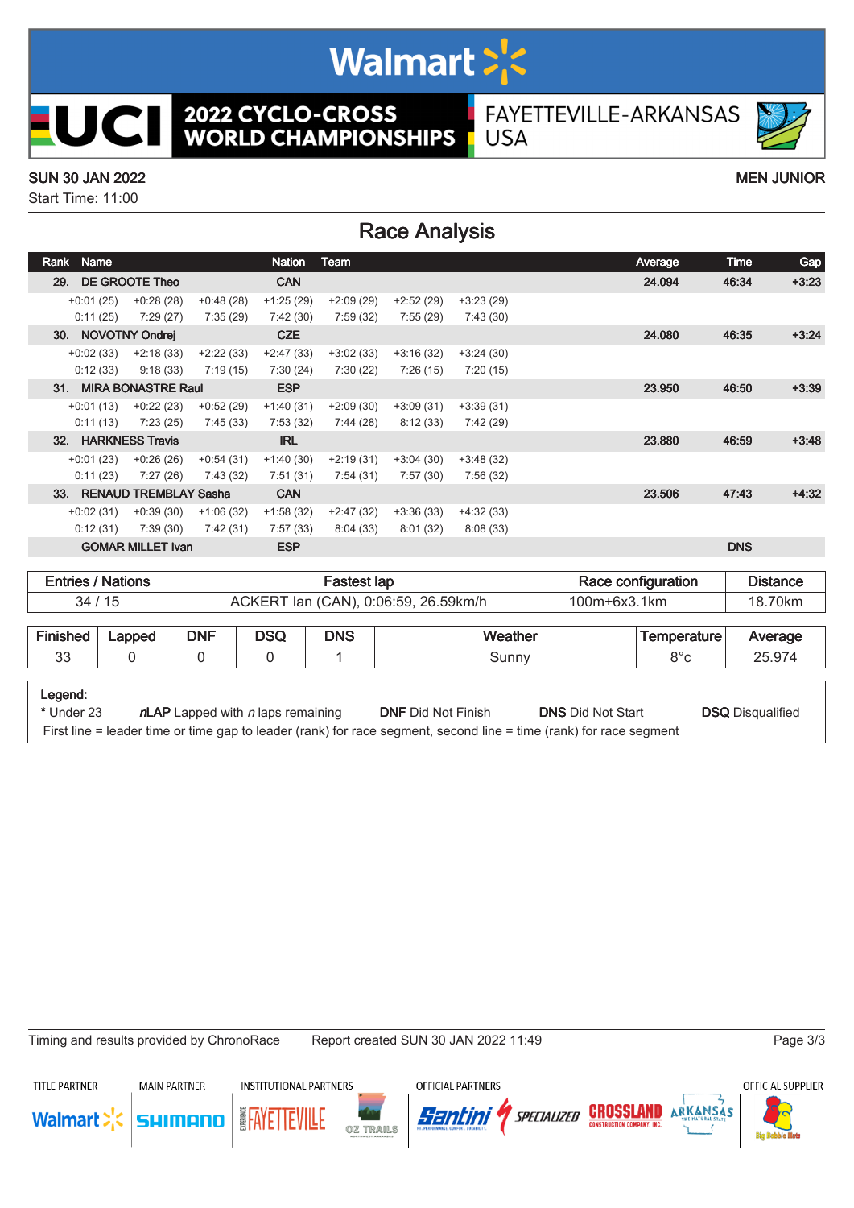# 2022 CYCLO-CROSS WORLD CHAMPIONSHIPS

FAYETTEVILLE-ARKANSAS USA

SUN 30 JAN 2022

Start Time: 11:00

MEN JUNIOR

## Race Analysis

| Rank | Name | | | Nation | Team | | | Average | Time | Gap |
|---|---|---|---|---|---|---|---|---|---|---|
| 29. | DE GROOTE Theo | | | CAN | | | | 24.094 | 46:34 | +3:23 |
| +0:01 (25) | +0:28 (28) | +0:48 (28) | +1:25 (29) | +2:09 (29) | +2:52 (29) | +3:23 (29) | | | | |
| 0:11 (25) | 7:29 (27) | 7:35 (29) | 7:42 (30) | 7:59 (32) | 7:55 (29) | 7:43 (30) | | | | |
| 30. | NOVOTNY Ondrej | | | CZE | | | | 24.080 | 46:35 | +3:24 |
| +0:02 (33) | +2:18 (33) | +2:22 (33) | +2:47 (33) | +3:02 (33) | +3:16 (32) | +3:24 (30) | | | | |
| 0:12 (33) | 9:18 (33) | 7:19 (15) | 7:30 (24) | 7:30 (22) | 7:26 (15) | 7:20 (15) | | | | |
| 31. | MIRA BONASTRE Raul | | | ESP | | | | 23.950 | 46:50 | +3:39 |
| +0:01 (13) | +0:22 (23) | +0:52 (29) | +1:40 (31) | +2:09 (30) | +3:09 (31) | +3:39 (31) | | | | |
| 0:11 (13) | 7:23 (25) | 7:45 (33) | 7:53 (32) | 7:44 (28) | 8:12 (33) | 7:42 (29) | | | | |
| 32. | HARKNESS Travis | | | IRL | | | | 23.880 | 46:59 | +3:48 |
| +0:01 (23) | +0:26 (26) | +0:54 (31) | +1:40 (30) | +2:19 (31) | +3:04 (30) | +3:48 (32) | | | | |
| 0:11 (23) | 7:27 (26) | 7:43 (32) | 7:51 (31) | 7:54 (31) | 7:57 (30) | 7:56 (32) | | | | |
| 33. | RENAUD TREMBLAY Sasha | | | CAN | | | | 23.506 | 47:43 | +4:32 |
| +0:02 (31) | +0:39 (30) | +1:06 (32) | +1:58 (32) | +2:47 (32) | +3:36 (33) | +4:32 (33) | | | | |
| 0:12 (31) | 7:39 (30) | 7:42 (31) | 7:57 (33) | 8:04 (33) | 8:01 (32) | 8:08 (33) | | | | |
| | GOMAR MILLET Ivan | | | ESP | | | | | DNS | |

| Entries / Nations | Fastest lap | Race configuration | Distance |
|---|---|---|---|
| 34 / 15 | ACKERT Ian (CAN), 0:06:59, 26.59km/h | 100m+6x3.1km | 18.70km |

| Finished | Lapped | DNF | DSQ | DNS | Weather | Temperature | Average |
|---|---|---|---|---|---|---|---|
| 33 | 0 | 0 | 0 | 1 | Sunny | 8°c | 25.974 |

**Legend:**
* Under 23 — ***n*LAP** Lapped with *n* laps remaining — **DNF** Did Not Finish — **DNS** Did Not Start — **DSQ** Disqualified

First line = leader time or time gap to leader (rank) for race segment, second line = time (rank) for race segment

Timing and results provided by ChronoRace — Report created SUN 30 JAN 2022 11:49

TITLE PARTNER: Walmart — MAIN PARTNER: SHIMANO — INSTITUTIONAL PARTNERS: Experience Fayetteville, OZ Trails — OFFICIAL PARTNERS: Santini, Specialized, Crossland Construction Company, Inc., Arkansas The Natural State — OFFICIAL SUPPLIER: Big Bobble Hats